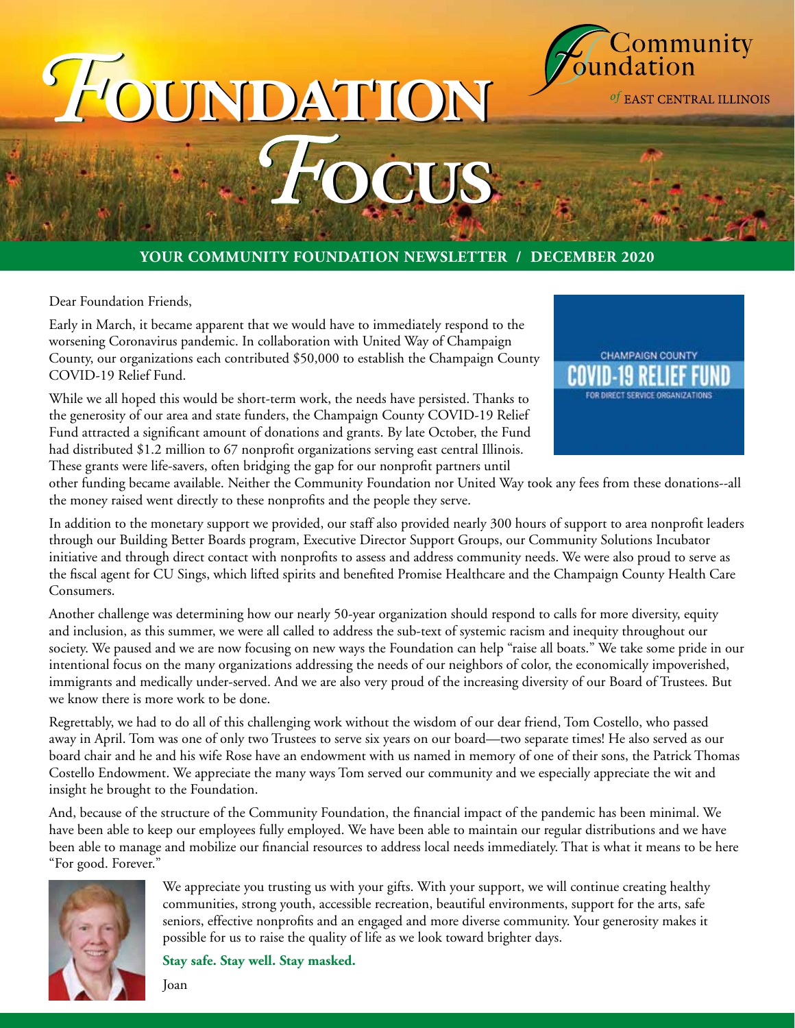# Foundation Focus

Community Foundation of East Central Illinois

**YOUR COMMUNITY FOUNDATION NEWSLETTER / DECEMBER 2020**

Dear Foundation Friends,

Early in March, it became apparent that we would have to immediately respond to the worsening Coronavirus pandemic. In collaboration with United Way of Champaign County, our organizations each contributed $50,000 to establish the Champaign County COVID-19 Relief Fund.

CHAMPAIGN COUNTY COVID-19 RELIEF FUND FOR DIRECT SERVICE ORGANIZATIONS

While we all hoped this would be short-term work, the needs have persisted. Thanks to the generosity of our area and state funders, the Champaign County COVID-19 Relief Fund attracted a significant amount of donations and grants. By late October, the Fund had distributed $1.2 million to 67 nonprofit organizations serving east central Illinois. These grants were life-savers, often bridging the gap for our nonprofit partners until other funding became available. Neither the Community Foundation nor United Way took any fees from these donations--all the money raised went directly to these nonprofits and the people they serve.

In addition to the monetary support we provided, our staff also provided nearly 300 hours of support to area nonprofit leaders through our Building Better Boards program, Executive Director Support Groups, our Community Solutions Incubator initiative and through direct contact with nonprofits to assess and address community needs. We were also proud to serve as the fiscal agent for CU Sings, which lifted spirits and benefited Promise Healthcare and the Champaign County Health Care Consumers.

Another challenge was determining how our nearly 50-year organization should respond to calls for more diversity, equity and inclusion, as this summer, we were all called to address the sub-text of systemic racism and inequity throughout our society. We paused and we are now focusing on new ways the Foundation can help "raise all boats." We take some pride in our intentional focus on the many organizations addressing the needs of our neighbors of color, the economically impoverished, immigrants and medically under-served. And we are also very proud of the increasing diversity of our Board of Trustees. But we know there is more work to be done.

Regrettably, we had to do all of this challenging work without the wisdom of our dear friend, Tom Costello, who passed away in April. Tom was one of only two Trustees to serve six years on our board—two separate times! He also served as our board chair and he and his wife Rose have an endowment with us named in memory of one of their sons, the Patrick Thomas Costello Endowment. We appreciate the many ways Tom served our community and we especially appreciate the wit and insight he brought to the Foundation.

And, because of the structure of the Community Foundation, the financial impact of the pandemic has been minimal. We have been able to keep our employees fully employed. We have been able to maintain our regular distributions and we have been able to manage and mobilize our financial resources to address local needs immediately. That is what it means to be here "For good. Forever."

We appreciate you trusting us with your gifts. With your support, we will continue creating healthy communities, strong youth, accessible recreation, beautiful environments, support for the arts, safe seniors, effective nonprofits and an engaged and more diverse community. Your generosity makes it possible for us to raise the quality of life as we look toward brighter days.

**Stay safe. Stay well. Stay masked.**

Joan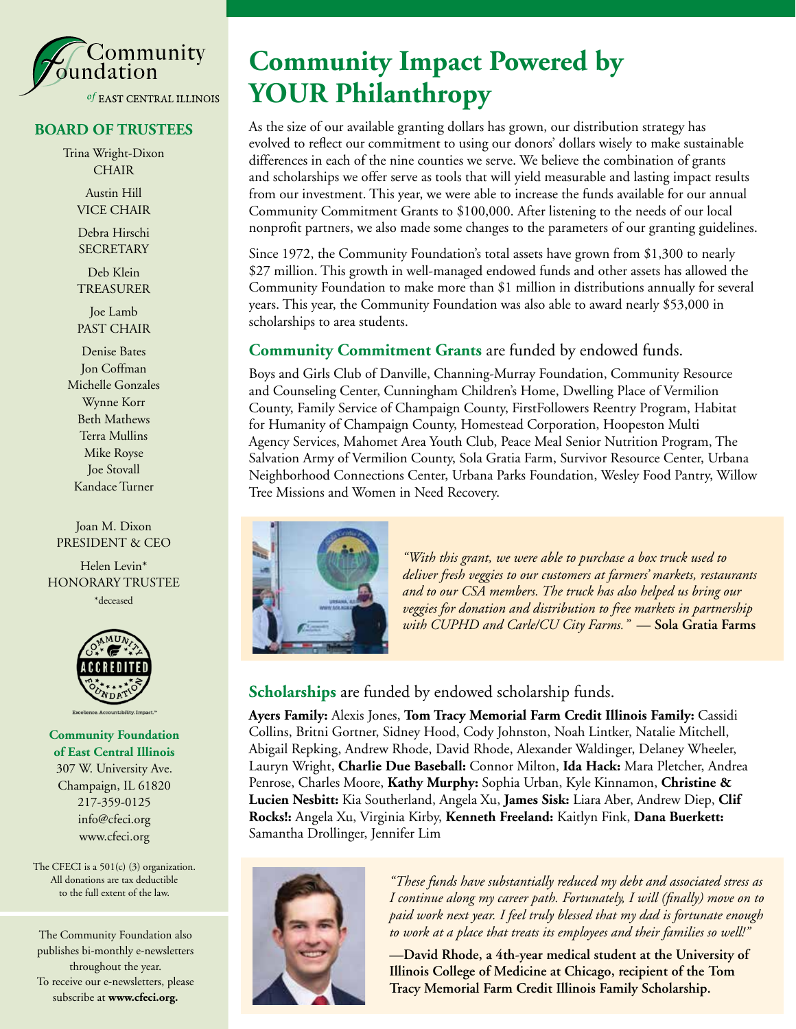# Community Impact Powered by YOUR Philanthropy

As the size of our available granting dollars has grown, our distribution strategy has evolved to reflect our commitment to using our donors' dollars wisely to make sustainable differences in each of the nine counties we serve. We believe the combination of grants and scholarships we offer serve as tools that will yield measurable and lasting impact results from our investment. This year, we were able to increase the funds available for our annual Community Commitment Grants to $100,000. After listening to the needs of our local nonprofit partners, we also made some changes to the parameters of our granting guidelines.

Since 1972, the Community Foundation's total assets have grown from $1,300 to nearly $27 million. This growth in well-managed endowed funds and other assets has allowed the Community Foundation to make more than $1 million in distributions annually for several years. This year, the Community Foundation was also able to award nearly $53,000 in scholarships to area students.

## **Community Commitment Grants** are funded by endowed funds.

Boys and Girls Club of Danville, Channing-Murray Foundation, Community Resource and Counseling Center, Cunningham Children's Home, Dwelling Place of Vermilion County, Family Service of Champaign County, FirstFollowers Reentry Program, Habitat for Humanity of Champaign County, Homestead Corporation, Hoopeston Multi Agency Services, Mahomet Area Youth Club, Peace Meal Senior Nutrition Program, The Salvation Army of Vermilion County, Sola Gratia Farm, Survivor Resource Center, Urbana Neighborhood Connections Center, Urbana Parks Foundation, Wesley Food Pantry, Willow Tree Missions and Women in Need Recovery.

*"With this grant, we were able to purchase a box truck used to deliver fresh veggies to our customers at farmers' markets, restaurants and to our CSA members. The truck has also helped us bring our veggies for donation and distribution to free markets in partnership with CUPHD and Carle/CU City Farms."* — **Sola Gratia Farms**

## **Scholarships** are funded by endowed scholarship funds.

**Ayers Family:** Alexis Jones, **Tom Tracy Memorial Farm Credit Illinois Family:** Cassidi Collins, Britni Gortner, Sidney Hood, Cody Johnston, Noah Lintker, Natalie Mitchell, Abigail Repking, Andrew Rhode, David Rhode, Alexander Waldinger, Delaney Wheeler, Lauryn Wright, **Charlie Due Baseball:** Connor Milton, **Ida Hack:** Mara Pletcher, Andrea Penrose, Charles Moore, **Kathy Murphy:** Sophia Urban, Kyle Kinnamon, **Christine & Lucien Nesbitt:** Kia Southerland, Angela Xu, **James Sisk:** Liara Aber, Andrew Diep, **Clif Rocks!:** Angela Xu, Virginia Kirby, **Kenneth Freeland:** Kaitlyn Fink, **Dana Buerkett:** Samantha Drollinger, Jennifer Lim

*"These funds have substantially reduced my debt and associated stress as I continue along my career path. Fortunately, I will (finally) move on to paid work next year. I feel truly blessed that my dad is fortunate enough to work at a place that treats its employees and their families so well!"*

**—David Rhode, a 4th-year medical student at the University of Illinois College of Medicine at Chicago, recipient of the Tom Tracy Memorial Farm Credit Illinois Family Scholarship.**

Community Foundation *of* East Central Illinois

## BOARD OF TRUSTEES

Trina Wright-Dixon
CHAIR

Austin Hill
VICE CHAIR

Debra Hirschi
SECRETARY

Deb Klein
TREASURER

Joe Lamb
PAST CHAIR

Denise Bates
Jon Coffman
Michelle Gonzales
Wynne Korr
Beth Mathews
Terra Mullins
Mike Royse
Joe Stovall
Kandace Turner

Joan M. Dixon
PRESIDENT & CEO

Helen Levin*
HONORARY TRUSTEE
*deceased

Excellence. Accountability. Impact.™

**Community Foundation of East Central Illinois**
307 W. University Ave.
Champaign, IL 61820
217-359-0125
info@cfeci.org
www.cfeci.org

The CFECI is a 501(c) (3) organization. All donations are tax deductible to the full extent of the law.

The Community Foundation also publishes bi-monthly e-newsletters throughout the year. To receive our e-newsletters, please subscribe at **www.cfeci.org.**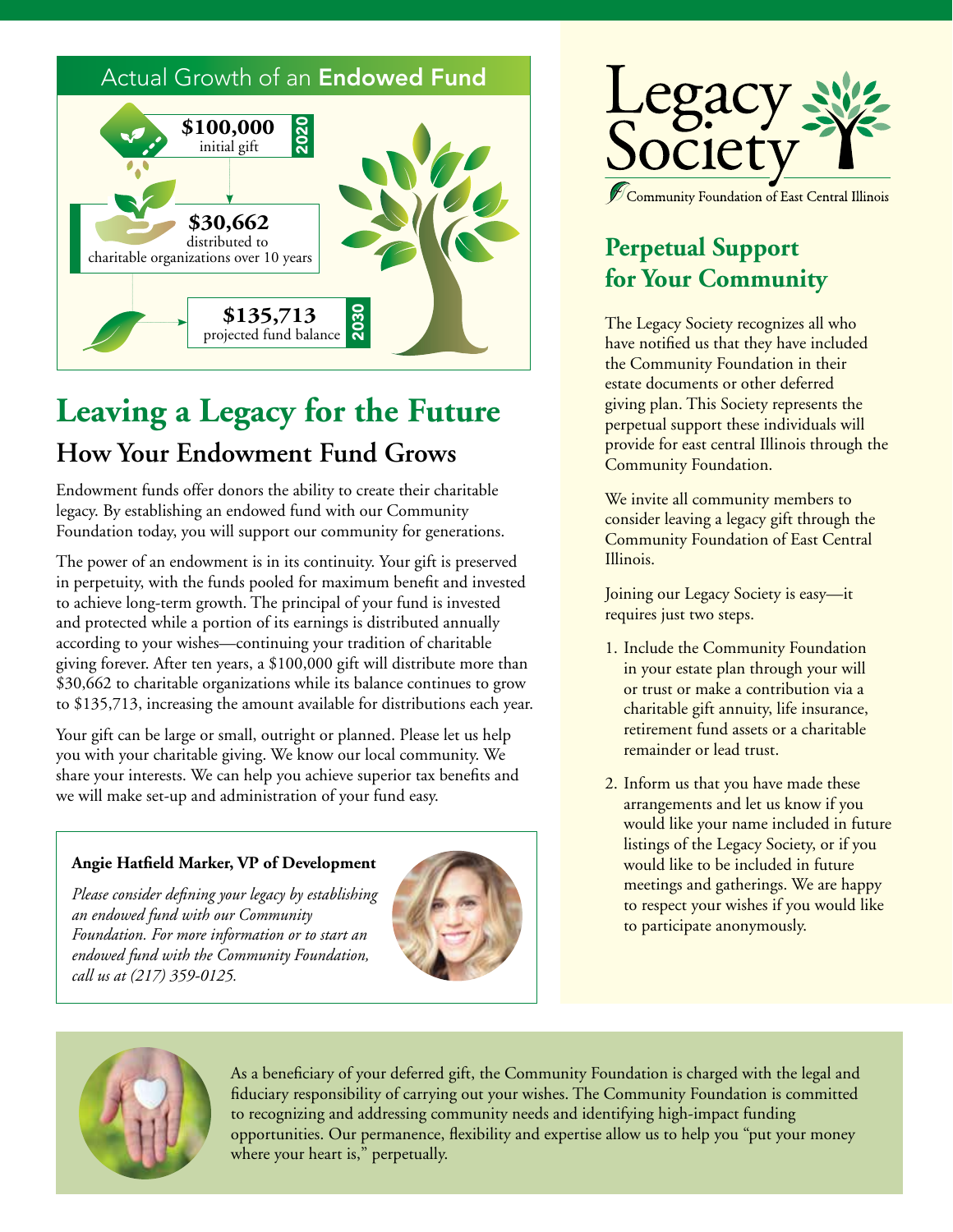## Actual Growth of an **Endowed Fund**

**$100,000** initial gift **2020**

**$30,662** distributed to charitable organizations over 10 years

**$135,713** projected fund balance **2030**

# Leaving a Legacy for the Future

## How Your Endowment Fund Grows

Endowment funds offer donors the ability to create their charitable legacy. By establishing an endowed fund with our Community Foundation today, you will support our community for generations.

The power of an endowment is in its continuity. Your gift is preserved in perpetuity, with the funds pooled for maximum benefit and invested to achieve long-term growth. The principal of your fund is invested and protected while a portion of its earnings is distributed annually according to your wishes—continuing your tradition of charitable giving forever. After ten years, a $100,000 gift will distribute more than $30,662 to charitable organizations while its balance continues to grow to $135,713, increasing the amount available for distributions each year.

Your gift can be large or small, outright or planned. Please let us help you with your charitable giving. We know our local community. We share your interests. We can help you achieve superior tax benefits and we will make set-up and administration of your fund easy.

**Angie Hatfield Marker, VP of Development**

*Please consider defining your legacy by establishing an endowed fund with our Community Foundation. For more information or to start an endowed fund with the Community Foundation, call us at (217) 359-0125.*

Legacy Society

Community Foundation of East Central Illinois

## Perpetual Support for Your Community

The Legacy Society recognizes all who have notified us that they have included the Community Foundation in their estate documents or other deferred giving plan. This Society represents the perpetual support these individuals will provide for east central Illinois through the Community Foundation.

We invite all community members to consider leaving a legacy gift through the Community Foundation of East Central Illinois.

Joining our Legacy Society is easy—it requires just two steps.

1. Include the Community Foundation in your estate plan through your will or trust or make a contribution via a charitable gift annuity, life insurance, retirement fund assets or a charitable remainder or lead trust.
2. Inform us that you have made these arrangements and let us know if you would like your name included in future listings of the Legacy Society, or if you would like to be included in future meetings and gatherings. We are happy to respect your wishes if you would like to participate anonymously.

As a beneficiary of your deferred gift, the Community Foundation is charged with the legal and fiduciary responsibility of carrying out your wishes. The Community Foundation is committed to recognizing and addressing community needs and identifying high-impact funding opportunities. Our permanence, flexibility and expertise allow us to help you "put your money where your heart is," perpetually.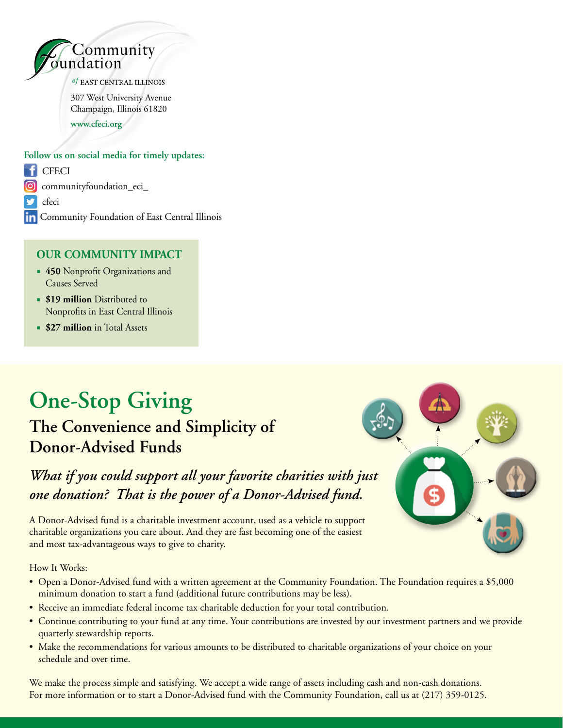Community Foundation of EAST CENTRAL ILLINOIS

307 West University Avenue
Champaign, Illinois 61820

www.cfeci.org

**Follow us on social media for timely updates:**

CFECI

communityfoundation_eci_

cfeci

Community Foundation of East Central Illinois

## OUR COMMUNITY IMPACT

- **450** Nonprofit Organizations and Causes Served
- **$19 million** Distributed to Nonprofits in East Central Illinois
- **$27 million** in Total Assets

# One-Stop Giving

## The Convenience and Simplicity of Donor-Advised Funds

### *What if you could support all your favorite charities with just one donation? That is the power of a Donor-Advised fund.*

A Donor-Advised fund is a charitable investment account, used as a vehicle to support charitable organizations you care about. And they are fast becoming one of the easiest and most tax-advantageous ways to give to charity.

How It Works:

- Open a Donor-Advised fund with a written agreement at the Community Foundation. The Foundation requires a $5,000 minimum donation to start a fund (additional future contributions may be less).
- Receive an immediate federal income tax charitable deduction for your total contribution.
- Continue contributing to your fund at any time. Your contributions are invested by our investment partners and we provide quarterly stewardship reports.
- Make the recommendations for various amounts to be distributed to charitable organizations of your choice on your schedule and over time.

We make the process simple and satisfying. We accept a wide range of assets including cash and non-cash donations. For more information or to start a Donor-Advised fund with the Community Foundation, call us at (217) 359-0125.